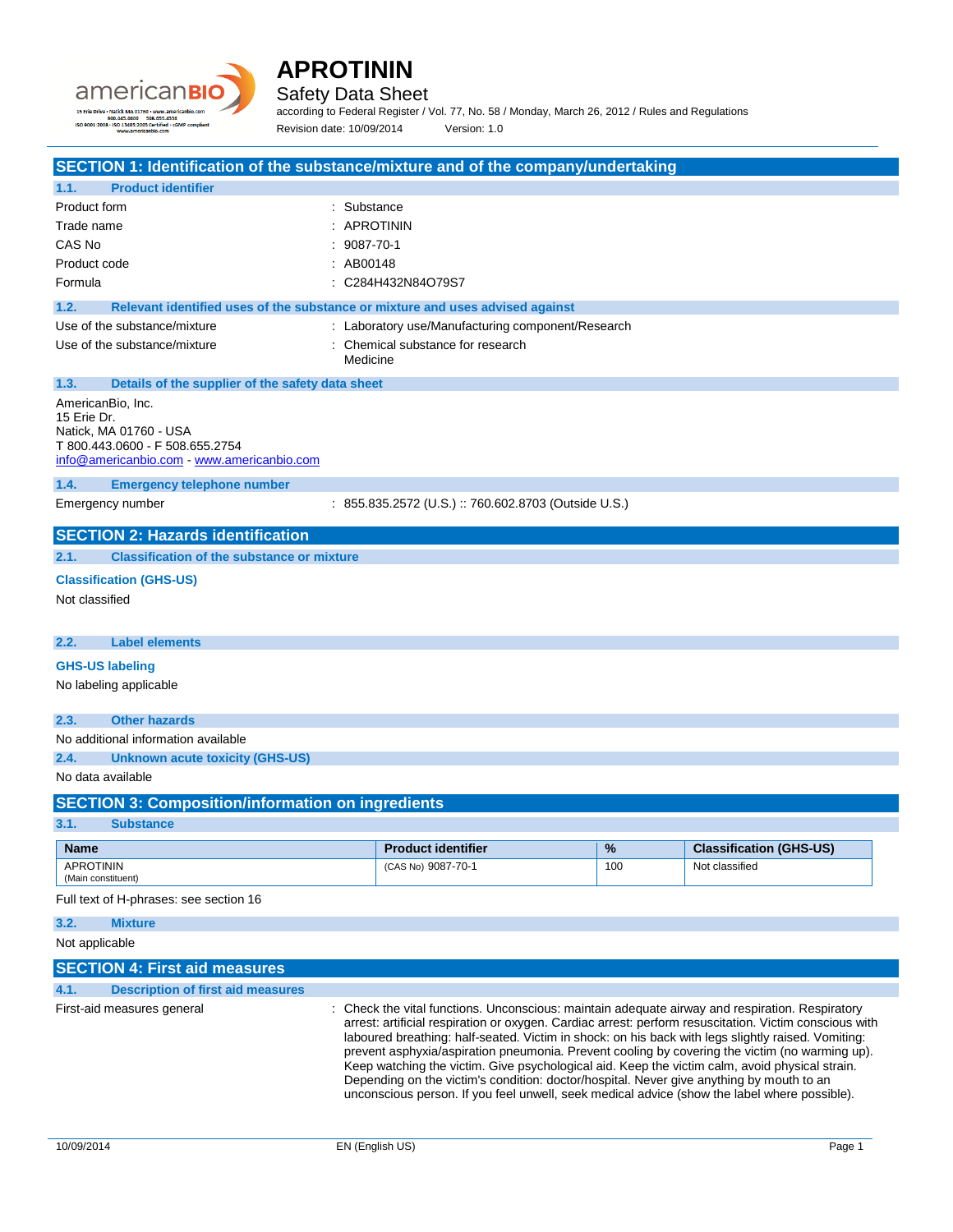# APROTININ

Safety Data Sheet

according to Federal Register / Vol. 77, No. 58 / Monday, March 26, 2012 / Rules and Regulations

Revision date: 10/09/2014 Version: 1.0

## SECTION 1: Identification of the substance/mixture and of the company/undertaking

### 1.1. Product identifier

Product form : Substance

Trade name : APROTININ

CAS No : 9087-70-1

Product code : AB00148

Formula : $C_{284}H_{432}N_{84}O_{79}S_7$

### 1.2. Relevant identified uses of the substance or mixture and uses advised against

Use of the substance/mixture : Laboratory use/Manufacturing component/Research

Use of the substance/mixture : Chemical substance for research
Medicine

### 1.3. Details of the supplier of the safety data sheet

AmericanBio, Inc.
15 Erie Dr.
Natick, MA 01760 - USA
T 800.443.0600 - F 508.655.2754
info@americanbio.com - www.americanbio.com

### 1.4. Emergency telephone number

Emergency number : 855.835.2572 (U.S.) :: 760.602.8703 (Outside U.S.)

## SECTION 2: Hazards identification

### 2.1. Classification of the substance or mixture

**Classification (GHS-US)**

Not classified

### 2.2. Label elements

**GHS-US labeling**

No labeling applicable

### 2.3. Other hazards

No additional information available

### 2.4. Unknown acute toxicity (GHS-US)

No data available

## SECTION 3: Composition/information on ingredients

### 3.1. Substance

| Name | Product identifier | % | Classification (GHS-US) |
|---|---|---|---|
| APROTININ (Main constituent) | (CAS No) 9087-70-1 | 100 | Not classified |

Full text of H-phrases: see section 16

### 3.2. Mixture

Not applicable

## SECTION 4: First aid measures

### 4.1. Description of first aid measures

First-aid measures general : Check the vital functions. Unconscious: maintain adequate airway and respiration. Respiratory arrest: artificial respiration or oxygen. Cardiac arrest: perform resuscitation. Victim conscious with laboured breathing: half-seated. Victim in shock: on his back with legs slightly raised. Vomiting: prevent asphyxia/aspiration pneumonia. Prevent cooling by covering the victim (no warming up). Keep watching the victim. Give psychological aid. Keep the victim calm, avoid physical strain. Depending on the victim's condition: doctor/hospital. Never give anything by mouth to an unconscious person. If you feel unwell, seek medical advice (show the label where possible).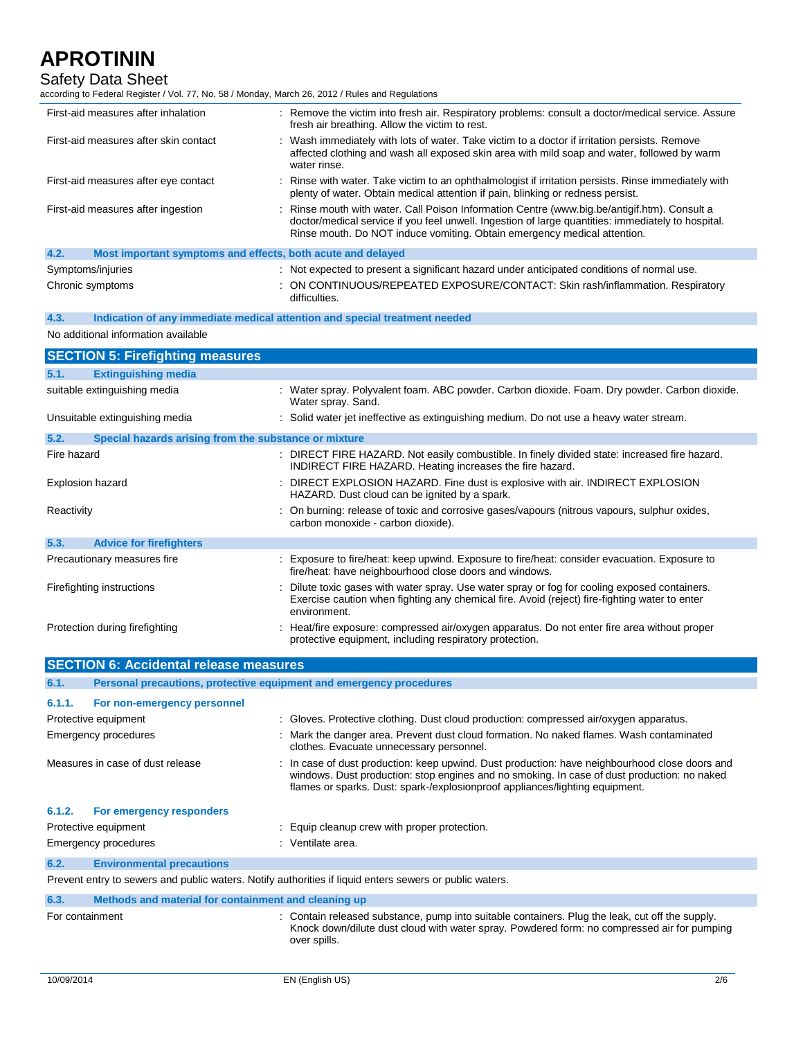| | |
|---|---|
| First-aid measures after inhalation | : Remove the victim into fresh air. Respiratory problems: consult a doctor/medical service. Assure fresh air breathing. Allow the victim to rest. |
| First-aid measures after skin contact | : Wash immediately with lots of water. Take victim to a doctor if irritation persists. Remove affected clothing and wash all exposed skin area with mild soap and water, followed by warm water rinse. |
| First-aid measures after eye contact | : Rinse with water. Take victim to an ophthalmologist if irritation persists. Rinse immediately with plenty of water. Obtain medical attention if pain, blinking or redness persist. |
| First-aid measures after ingestion | : Rinse mouth with water. Call Poison Information Centre (www.big.be/antigif.htm). Consult a doctor/medical service if you feel unwell. Ingestion of large quantities: immediately to hospital. Rinse mouth. Do NOT induce vomiting. Obtain emergency medical attention. |

### 4.2. Most important symptoms and effects, both acute and delayed

| | |
|---|---|
| Symptoms/injuries | : Not expected to present a significant hazard under anticipated conditions of normal use. |
| Chronic symptoms | : ON CONTINUOUS/REPEATED EXPOSURE/CONTACT: Skin rash/inflammation. Respiratory difficulties. |

### 4.3. Indication of any immediate medical attention and special treatment needed

No additional information available

## SECTION 5: Firefighting measures

### 5.1. Extinguishing media

| | |
|---|---|
| suitable extinguishing media | : Water spray. Polyvalent foam. ABC powder. Carbon dioxide. Foam. Dry powder. Carbon dioxide. Water spray. Sand. |
| Unsuitable extinguishing media | : Solid water jet ineffective as extinguishing medium. Do not use a heavy water stream. |

### 5.2. Special hazards arising from the substance or mixture

| | |
|---|---|
| Fire hazard | : DIRECT FIRE HAZARD. Not easily combustible. In finely divided state: increased fire hazard. INDIRECT FIRE HAZARD. Heating increases the fire hazard. |
| Explosion hazard | : DIRECT EXPLOSION HAZARD. Fine dust is explosive with air. INDIRECT EXPLOSION HAZARD. Dust cloud can be ignited by a spark. |
| Reactivity | : On burning: release of toxic and corrosive gases/vapours (nitrous vapours, sulphur oxides, carbon monoxide - carbon dioxide). |

### 5.3. Advice for firefighters

| | |
|---|---|
| Precautionary measures fire | : Exposure to fire/heat: keep upwind. Exposure to fire/heat: consider evacuation. Exposure to fire/heat: have neighbourhood close doors and windows. |
| Firefighting instructions | : Dilute toxic gases with water spray. Use water spray or fog for cooling exposed containers. Exercise caution when fighting any chemical fire. Avoid (reject) fire-fighting water to enter environment. |
| Protection during firefighting | : Heat/fire exposure: compressed air/oxygen apparatus. Do not enter fire area without proper protective equipment, including respiratory protection. |

## SECTION 6: Accidental release measures

### 6.1. Personal precautions, protective equipment and emergency procedures

#### 6.1.1. For non-emergency personnel

| | |
|---|---|
| Protective equipment | : Gloves. Protective clothing. Dust cloud production: compressed air/oxygen apparatus. |
| Emergency procedures | : Mark the danger area. Prevent dust cloud formation. No naked flames. Wash contaminated clothes. Evacuate unnecessary personnel. |
| Measures in case of dust release | : In case of dust production: keep upwind. Dust production: have neighbourhood close doors and windows. Dust production: stop engines and no smoking. In case of dust production: no naked flames or sparks. Dust: spark-/explosionproof appliances/lighting equipment. |

#### 6.1.2. For emergency responders

| | |
|---|---|
| Protective equipment | : Equip cleanup crew with proper protection. |
| Emergency procedures | : Ventilate area. |

### 6.2. Environmental precautions

Prevent entry to sewers and public waters. Notify authorities if liquid enters sewers or public waters.

### 6.3. Methods and material for containment and cleaning up

| | |
|---|---|
| For containment | : Contain released substance, pump into suitable containers. Plug the leak, cut off the supply. Knock down/dilute dust cloud with water spray. Powdered form: no compressed air for pumping over spills. |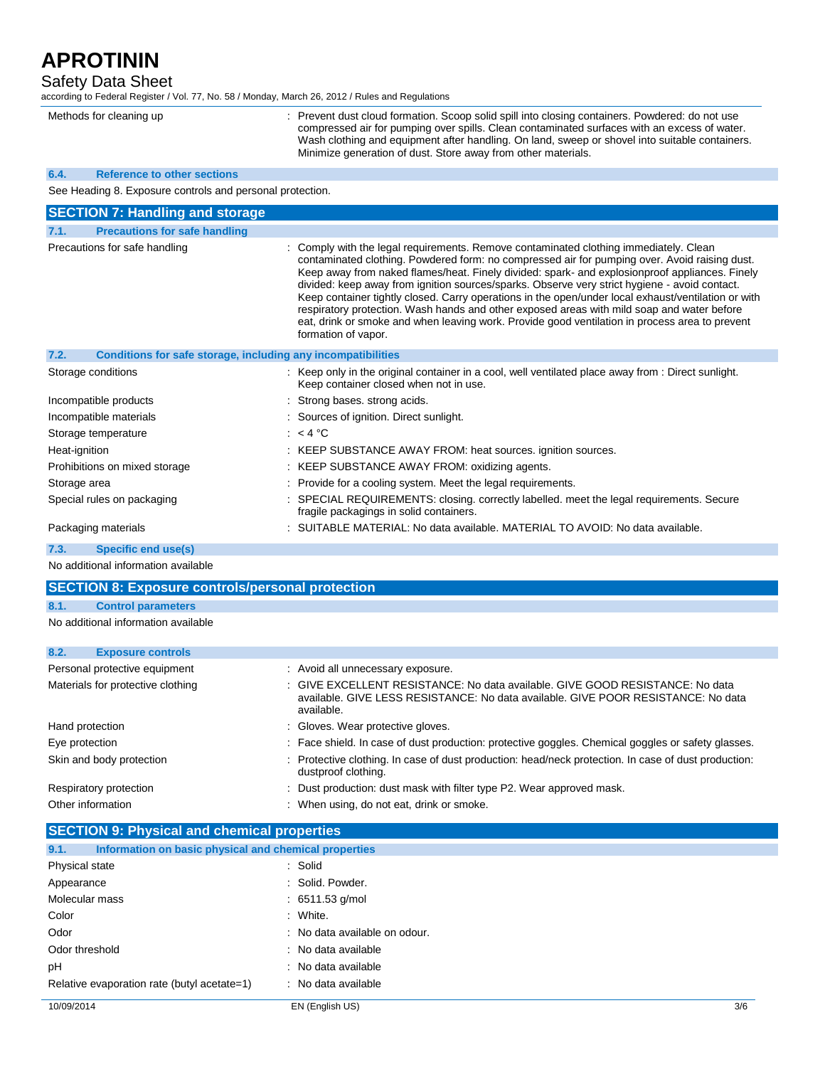| | |
|---|---|
| Methods for cleaning up | : Prevent dust cloud formation. Scoop solid spill into closing containers. Powdered: do not use compressed air for pumping over spills. Clean contaminated surfaces with an excess of water. Wash clothing and equipment after handling. On land, sweep or shovel into suitable containers. Minimize generation of dust. Store away from other materials. |

### 6.4. Reference to other sections

See Heading 8. Exposure controls and personal protection.

## SECTION 7: Handling and storage

### 7.1. Precautions for safe handling

| | |
|---|---|
| Precautions for safe handling | : Comply with the legal requirements. Remove contaminated clothing immediately. Clean contaminated clothing. Powdered form: no compressed air for pumping over. Avoid raising dust. Keep away from naked flames/heat. Finely divided: spark- and explosionproof appliances. Finely divided: keep away from ignition sources/sparks. Observe very strict hygiene - avoid contact. Keep container tightly closed. Carry operations in the open/under local exhaust/ventilation or with respiratory protection. Wash hands and other exposed areas with mild soap and water before eat, drink or smoke and when leaving work. Provide good ventilation in process area to prevent formation of vapor. |

### 7.2. Conditions for safe storage, including any incompatibilities

| | |
|---|---|
| Storage conditions | : Keep only in the original container in a cool, well ventilated place away from : Direct sunlight. Keep container closed when not in use. |
| Incompatible products | : Strong bases. strong acids. |
| Incompatible materials | : Sources of ignition. Direct sunlight. |
| Storage temperature | : < 4 °C |
| Heat-ignition | : KEEP SUBSTANCE AWAY FROM: heat sources. ignition sources. |
| Prohibitions on mixed storage | : KEEP SUBSTANCE AWAY FROM: oxidizing agents. |
| Storage area | : Provide for a cooling system. Meet the legal requirements. |
| Special rules on packaging | : SPECIAL REQUIREMENTS: closing. correctly labelled. meet the legal requirements. Secure fragile packagings in solid containers. |
| Packaging materials | : SUITABLE MATERIAL: No data available. MATERIAL TO AVOID: No data available. |

### 7.3. Specific end use(s)

No additional information available

## SECTION 8: Exposure controls/personal protection

### 8.1. Control parameters

No additional information available

### 8.2. Exposure controls

| | |
|---|---|
| Personal protective equipment | : Avoid all unnecessary exposure. |
| Materials for protective clothing | : GIVE EXCELLENT RESISTANCE: No data available. GIVE GOOD RESISTANCE: No data available. GIVE LESS RESISTANCE: No data available. GIVE POOR RESISTANCE: No data available. |
| Hand protection | : Gloves. Wear protective gloves. |
| Eye protection | : Face shield. In case of dust production: protective goggles. Chemical goggles or safety glasses. |
| Skin and body protection | : Protective clothing. In case of dust production: head/neck protection. In case of dust production: dustproof clothing. |
| Respiratory protection | : Dust production: dust mask with filter type P2. Wear approved mask. |
| Other information | : When using, do not eat, drink or smoke. |

## SECTION 9: Physical and chemical properties

### 9.1. Information on basic physical and chemical properties

| | |
|---|---|
| Physical state | : Solid |
| Appearance | : Solid. Powder. |
| Molecular mass | : 6511.53 g/mol |
| Color | : White. |
| Odor | : No data available on odour. |
| Odor threshold | : No data available |
| pH | : No data available |
| Relative evaporation rate (butyl acetate=1) | : No data available |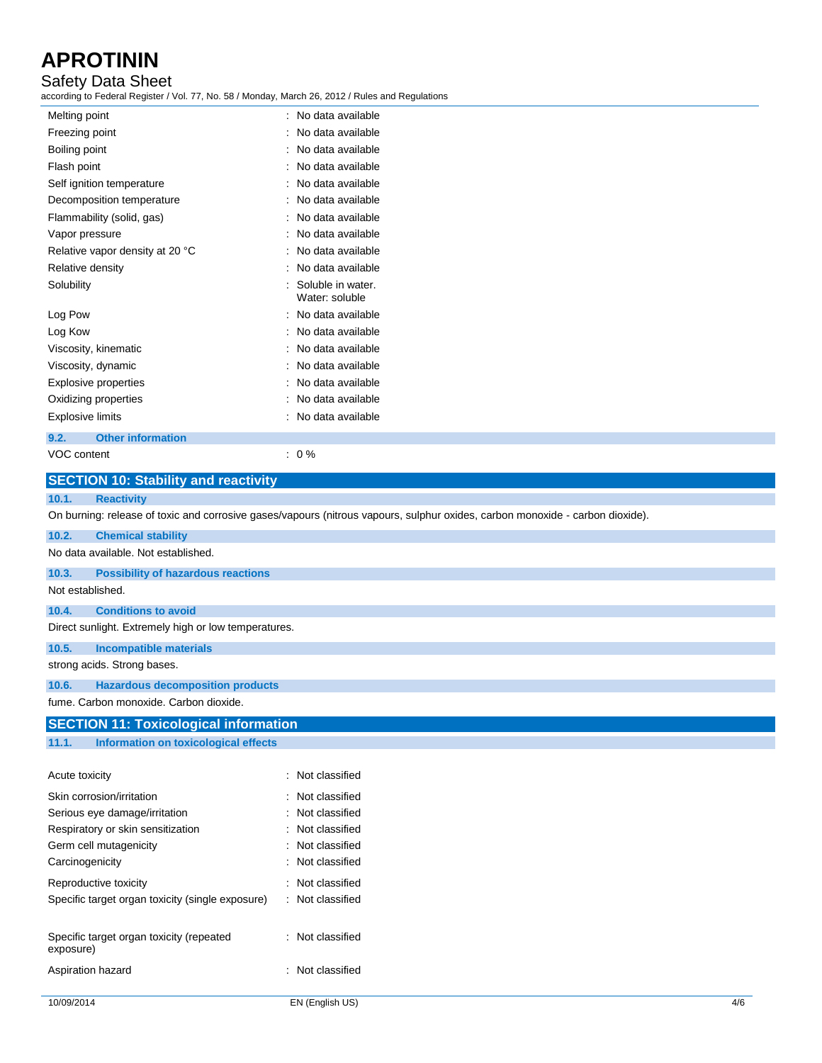| | |
|---|---|
| Melting point | : No data available |
| Freezing point | : No data available |
| Boiling point | : No data available |
| Flash point | : No data available |
| Self ignition temperature | : No data available |
| Decomposition temperature | : No data available |
| Flammability (solid, gas) | : No data available |
| Vapor pressure | : No data available |
| Relative vapor density at 20 °C | : No data available |
| Relative density | : No data available |
| Solubility | : Soluble in water. Water: soluble |
| Log Pow | : No data available |
| Log Kow | : No data available |
| Viscosity, kinematic | : No data available |
| Viscosity, dynamic | : No data available |
| Explosive properties | : No data available |
| Oxidizing properties | : No data available |
| Explosive limits | : No data available |

### 9.2. Other information

| | |
|---|---|
| VOC content | : 0 % |

## SECTION 10: Stability and reactivity

### 10.1. Reactivity

On burning: release of toxic and corrosive gases/vapours (nitrous vapours, sulphur oxides, carbon monoxide - carbon dioxide).

### 10.2. Chemical stability

No data available. Not established.

### 10.3. Possibility of hazardous reactions

Not established.

### 10.4. Conditions to avoid

Direct sunlight. Extremely high or low temperatures.

### 10.5. Incompatible materials

strong acids. Strong bases.

### 10.6. Hazardous decomposition products

fume. Carbon monoxide. Carbon dioxide.

## SECTION 11: Toxicological information

### 11.1. Information on toxicological effects

| | |
|---|---|
| Acute toxicity | : Not classified |
| Skin corrosion/irritation | : Not classified |
| Serious eye damage/irritation | : Not classified |
| Respiratory or skin sensitization | : Not classified |
| Germ cell mutagenicity | : Not classified |
| Carcinogenicity | : Not classified |
| Reproductive toxicity | : Not classified |
| Specific target organ toxicity (single exposure) | : Not classified |
| Specific target organ toxicity (repeated exposure) | : Not classified |
| Aspiration hazard | : Not classified |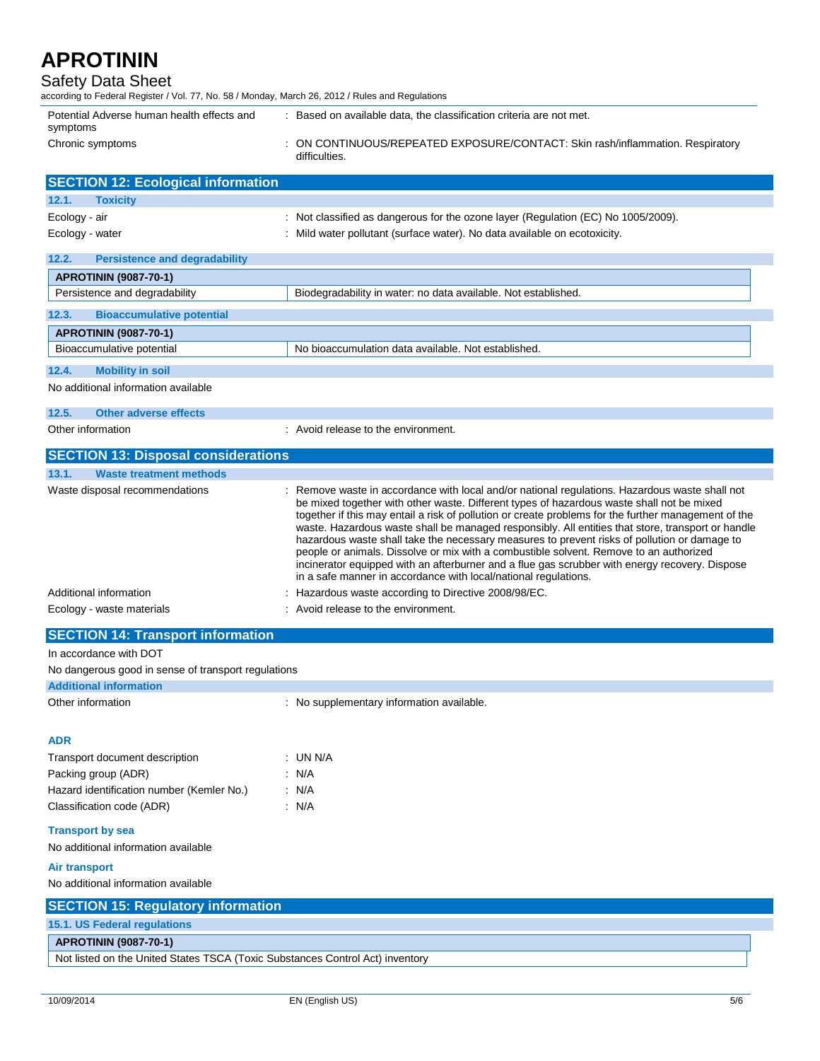| | |
|---|---|
| Potential Adverse human health effects and symptoms | : Based on available data, the classification criteria are not met. |
| Chronic symptoms | : ON CONTINUOUS/REPEATED EXPOSURE/CONTACT: Skin rash/inflammation. Respiratory difficulties. |

## SECTION 12: Ecological information

### 12.1. Toxicity

| | |
|---|---|
| Ecology - air | : Not classified as dangerous for the ozone layer (Regulation (EC) No 1005/2009). |
| Ecology - water | : Mild water pollutant (surface water). No data available on ecotoxicity. |

### 12.2. Persistence and degradability

| APROTININ (9087-70-1) | |
|---|---|
| Persistence and degradability | Biodegradability in water: no data available. Not established. |

### 12.3. Bioaccumulative potential

| APROTININ (9087-70-1) | |
|---|---|
| Bioaccumulative potential | No bioaccumulation data available. Not established. |

### 12.4. Mobility in soil

No additional information available

### 12.5. Other adverse effects

| | |
|---|---|
| Other information | : Avoid release to the environment. |

## SECTION 13: Disposal considerations

### 13.1. Waste treatment methods

| | |
|---|---|
| Waste disposal recommendations | : Remove waste in accordance with local and/or national regulations. Hazardous waste shall not be mixed together with other waste. Different types of hazardous waste shall not be mixed together if this may entail a risk of pollution or create problems for the further management of the waste. Hazardous waste shall be managed responsibly. All entities that store, transport or handle hazardous waste shall take the necessary measures to prevent risks of pollution or damage to people or animals. Dissolve or mix with a combustible solvent. Remove to an authorized incinerator equipped with an afterburner and a flue gas scrubber with energy recovery. Dispose in a safe manner in accordance with local/national regulations. |
| Additional information | : Hazardous waste according to Directive 2008/98/EC. |
| Ecology - waste materials | : Avoid release to the environment. |

## SECTION 14: Transport information

In accordance with DOT

No dangerous good in sense of transport regulations

**Additional information**

| | |
|---|---|
| Other information | : No supplementary information available. |

**ADR**

| | |
|---|---|
| Transport document description | : UN N/A |
| Packing group (ADR) | : N/A |
| Hazard identification number (Kemler No.) | : N/A |
| Classification code (ADR) | : N/A |

**Transport by sea**

No additional information available

**Air transport**

No additional information available

## SECTION 15: Regulatory information

### 15.1. US Federal regulations

| APROTININ (9087-70-1) |
|---|
| Not listed on the United States TSCA (Toxic Substances Control Act) inventory |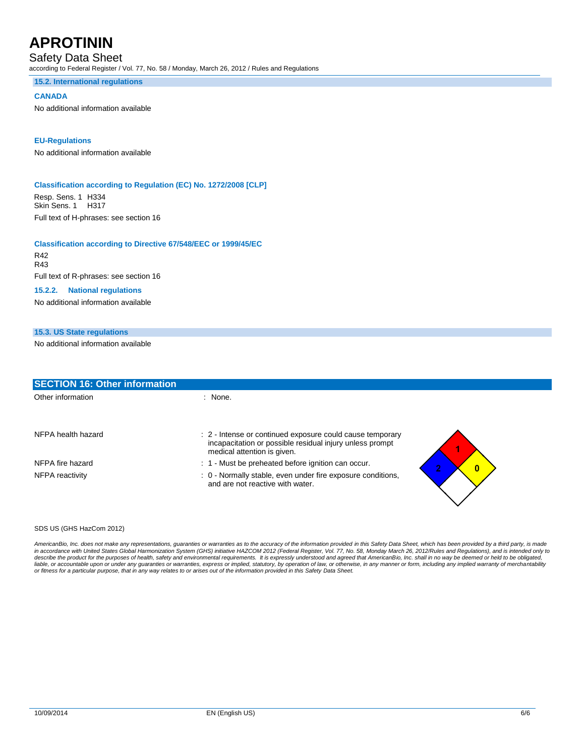### 15.2. International regulations

**CANADA**

No additional information available

**EU-Regulations**

No additional information available

**Classification according to Regulation (EC) No. 1272/2008 [CLP]**

Resp. Sens. 1 H334
Skin Sens. 1 H317

Full text of H-phrases: see section 16

**Classification according to Directive 67/548/EEC or 1999/45/EC**

R42
R43

Full text of R-phrases: see section 16

**15.2.2. National regulations**

No additional information available

### 15.3. US State regulations

No additional information available

## SECTION 16: Other information

| | |
|---|---|
| Other information | : None. |
| NFPA health hazard | : 2 - Intense or continued exposure could cause temporary incapacitation or possible residual injury unless prompt medical attention is given. |
| NFPA fire hazard | : 1 - Must be preheated before ignition can occur. |
| NFPA reactivity | : 0 - Normally stable, even under fire exposure conditions, and are not reactive with water. |

1
2
0

SDS US (GHS HazCom 2012)

*AmericanBio, Inc. does not make any representations, guaranties or warranties as to the accuracy of the information provided in this Safety Data Sheet, which has been provided by a third party, is made in accordance with United States Global Harmonization System (GHS) initiative HAZCOM 2012 (Federal Register, Vol. 77, No. 58, Monday March 26, 2012/Rules and Regulations), and is intended only to describe the product for the purposes of health, safety and environmental requirements. It is expressly understood and agreed that AmericanBio, Inc. shall in no way be deemed or held to be obligated, liable, or accountable upon or under any guaranties or warranties, express or implied, statutory, by operation of law, or otherwise, in any manner or form, including any implied warranty of merchantability or fitness for a particular purpose, that in any way relates to or arises out of the information provided in this Safety Data Sheet.*